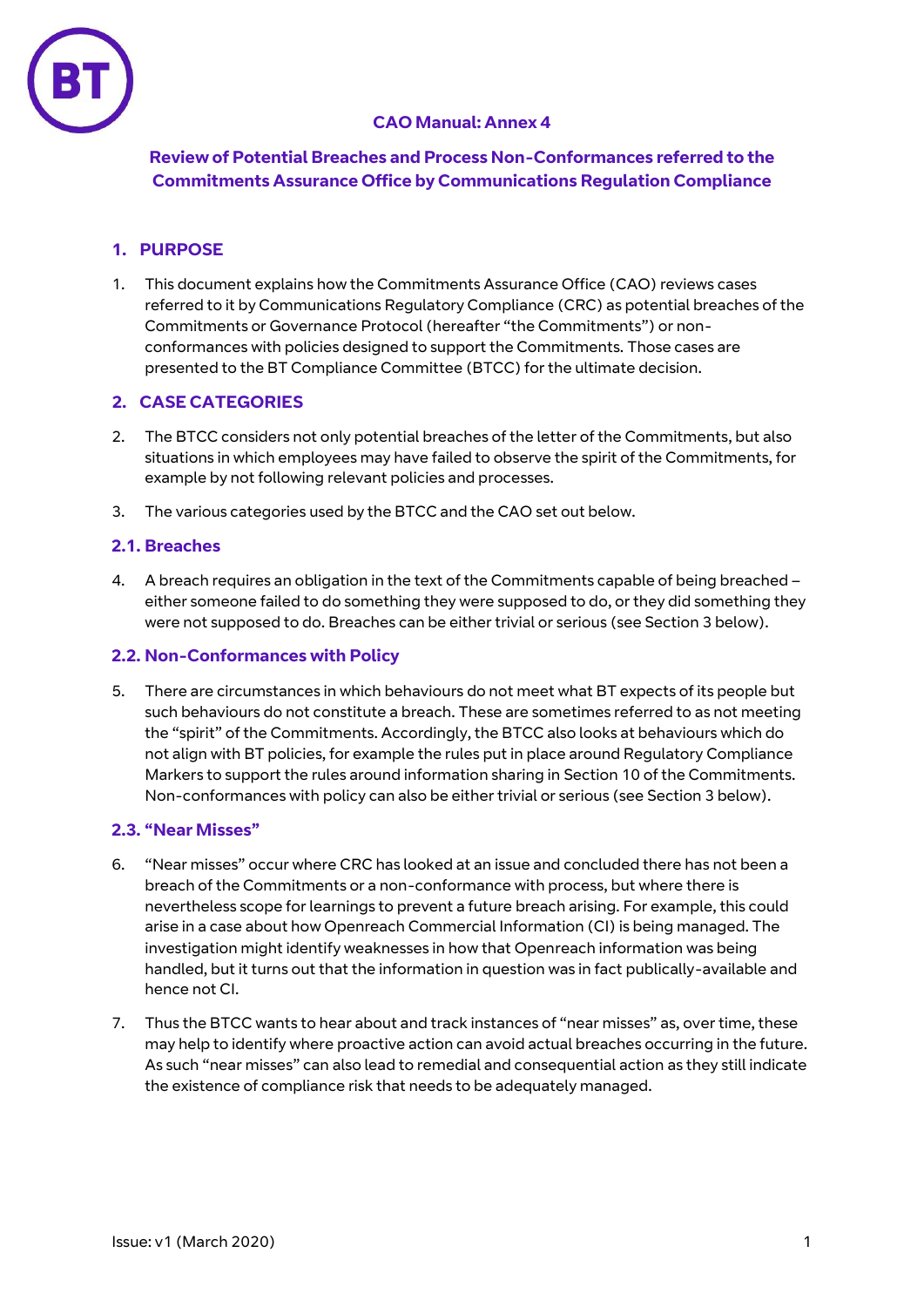# CAO Manual: Annex 4

## Review of Potential Breaches and Process Non-Conformances referred to the Commitments Assurance Office by Communications Regulation Compliance

## 1. PURPOSE

1. This document explains how the Commitments Assurance Office (CAO) reviews cases referred to it by Communications Regulatory Compliance (CRC) as potential breaches of the Commitments or Governance Protocol (hereafter "the Commitments") or non-conformances with policies designed to support the Commitments. Those cases are presented to the BT Compliance Committee (BTCC) for the ultimate decision.

## 2. CASE CATEGORIES

2. The BTCC considers not only potential breaches of the letter of the Commitments, but also situations in which employees may have failed to observe the spirit of the Commitments, for example by not following relevant policies and processes.

3. The various categories used by the BTCC and the CAO set out below.

### 2.1. Breaches

4. A breach requires an obligation in the text of the Commitments capable of being breached – either someone failed to do something they were supposed to do, or they did something they were not supposed to do. Breaches can be either trivial or serious (see Section 3 below).

### 2.2. Non-Conformances with Policy

5. There are circumstances in which behaviours do not meet what BT expects of its people but such behaviours do not constitute a breach. These are sometimes referred to as not meeting the "spirit" of the Commitments. Accordingly, the BTCC also looks at behaviours which do not align with BT policies, for example the rules put in place around Regulatory Compliance Markers to support the rules around information sharing in Section 10 of the Commitments. Non-conformances with policy can also be either trivial or serious (see Section 3 below).

### 2.3. "Near Misses"

6. "Near misses" occur where CRC has looked at an issue and concluded there has not been a breach of the Commitments or a non-conformance with process, but where there is nevertheless scope for learnings to prevent a future breach arising. For example, this could arise in a case about how Openreach Commercial Information (CI) is being managed. The investigation might identify weaknesses in how that Openreach information was being handled, but it turns out that the information in question was in fact publically-available and hence not CI.

7. Thus the BTCC wants to hear about and track instances of "near misses" as, over time, these may help to identify where proactive action can avoid actual breaches occurring in the future. As such "near misses" can also lead to remedial and consequential action as they still indicate the existence of compliance risk that needs to be adequately managed.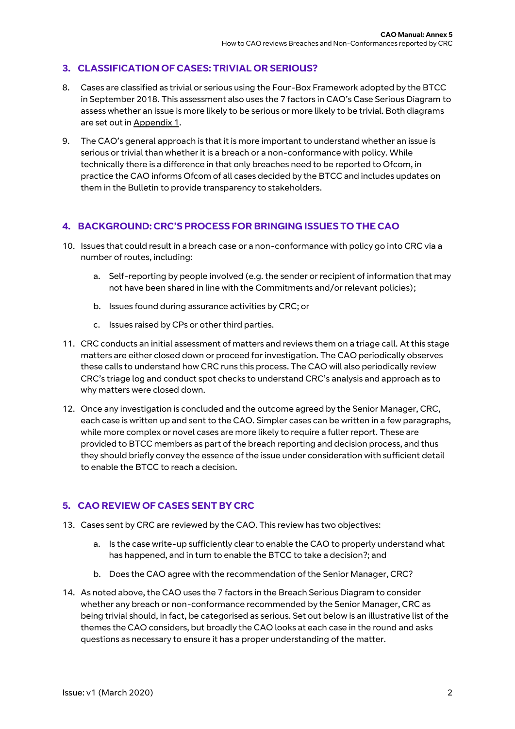## 3. CLASSIFICATION OF CASES: TRIVIAL OR SERIOUS?

8. Cases are classified as trivial or serious using the Four-Box Framework adopted by the BTCC in September 2018. This assessment also uses the 7 factors in CAO's Case Serious Diagram to assess whether an issue is more likely to be serious or more likely to be trivial. Both diagrams are set out in Appendix 1.

9. The CAO's general approach is that it is more important to understand whether an issue is serious or trivial than whether it is a breach or a non-conformance with policy. While technically there is a difference in that only breaches need to be reported to Ofcom, in practice the CAO informs Ofcom of all cases decided by the BTCC and includes updates on them in the Bulletin to provide transparency to stakeholders.

## 4. BACKGROUND: CRC'S PROCESS FOR BRINGING ISSUES TO THE CAO

10. Issues that could result in a breach case or a non-conformance with policy go into CRC via a number of routes, including:

    a. Self-reporting by people involved (e.g. the sender or recipient of information that may not have been shared in line with the Commitments and/or relevant policies);

    b. Issues found during assurance activities by CRC; or

    c. Issues raised by CPs or other third parties.

11. CRC conducts an initial assessment of matters and reviews them on a triage call. At this stage matters are either closed down or proceed for investigation. The CAO periodically observes these calls to understand how CRC runs this process. The CAO will also periodically review CRC's triage log and conduct spot checks to understand CRC's analysis and approach as to why matters were closed down.

12. Once any investigation is concluded and the outcome agreed by the Senior Manager, CRC, each case is written up and sent to the CAO. Simpler cases can be written in a few paragraphs, while more complex or novel cases are more likely to require a fuller report. These are provided to BTCC members as part of the breach reporting and decision process, and thus they should briefly convey the essence of the issue under consideration with sufficient detail to enable the BTCC to reach a decision.

## 5. CAO REVIEW OF CASES SENT BY CRC

13. Cases sent by CRC are reviewed by the CAO. This review has two objectives:

    a. Is the case write-up sufficiently clear to enable the CAO to properly understand what has happened, and in turn to enable the BTCC to take a decision?; and

    b. Does the CAO agree with the recommendation of the Senior Manager, CRC?

14. As noted above, the CAO uses the 7 factors in the Breach Serious Diagram to consider whether any breach or non-conformance recommended by the Senior Manager, CRC as being trivial should, in fact, be categorised as serious. Set out below is an illustrative list of the themes the CAO considers, but broadly the CAO looks at each case in the round and asks questions as necessary to ensure it has a proper understanding of the matter.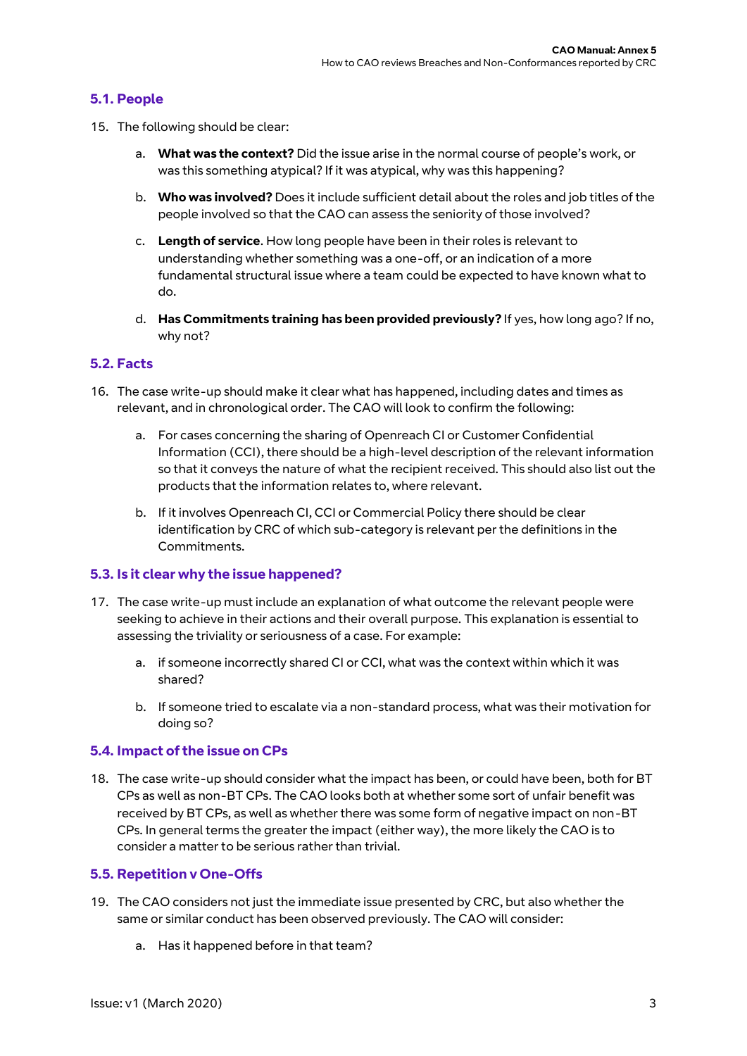### 5.1. People

15. The following should be clear:

    a. **What was the context?** Did the issue arise in the normal course of people's work, or was this something atypical? If it was atypical, why was this happening?

    b. **Who was involved?** Does it include sufficient detail about the roles and job titles of the people involved so that the CAO can assess the seniority of those involved?

    c. **Length of service**. How long people have been in their roles is relevant to understanding whether something was a one-off, or an indication of a more fundamental structural issue where a team could be expected to have known what to do.

    d. **Has Commitments training has been provided previously?** If yes, how long ago? If no, why not?

### 5.2. Facts

16. The case write-up should make it clear what has happened, including dates and times as relevant, and in chronological order. The CAO will look to confirm the following:

    a. For cases concerning the sharing of Openreach CI or Customer Confidential Information (CCI), there should be a high-level description of the relevant information so that it conveys the nature of what the recipient received. This should also list out the products that the information relates to, where relevant.

    b. If it involves Openreach CI, CCI or Commercial Policy there should be clear identification by CRC of which sub-category is relevant per the definitions in the Commitments.

### 5.3. Is it clear why the issue happened?

17. The case write-up must include an explanation of what outcome the relevant people were seeking to achieve in their actions and their overall purpose. This explanation is essential to assessing the triviality or seriousness of a case. For example:

    a. if someone incorrectly shared CI or CCI, what was the context within which it was shared?

    b. If someone tried to escalate via a non-standard process, what was their motivation for doing so?

### 5.4. Impact of the issue on CPs

18. The case write-up should consider what the impact has been, or could have been, both for BT CPs as well as non-BT CPs. The CAO looks both at whether some sort of unfair benefit was received by BT CPs, as well as whether there was some form of negative impact on non-BT CPs. In general terms the greater the impact (either way), the more likely the CAO is to consider a matter to be serious rather than trivial.

### 5.5. Repetition v One-Offs

19. The CAO considers not just the immediate issue presented by CRC, but also whether the same or similar conduct has been observed previously. The CAO will consider:

    a. Has it happened before in that team?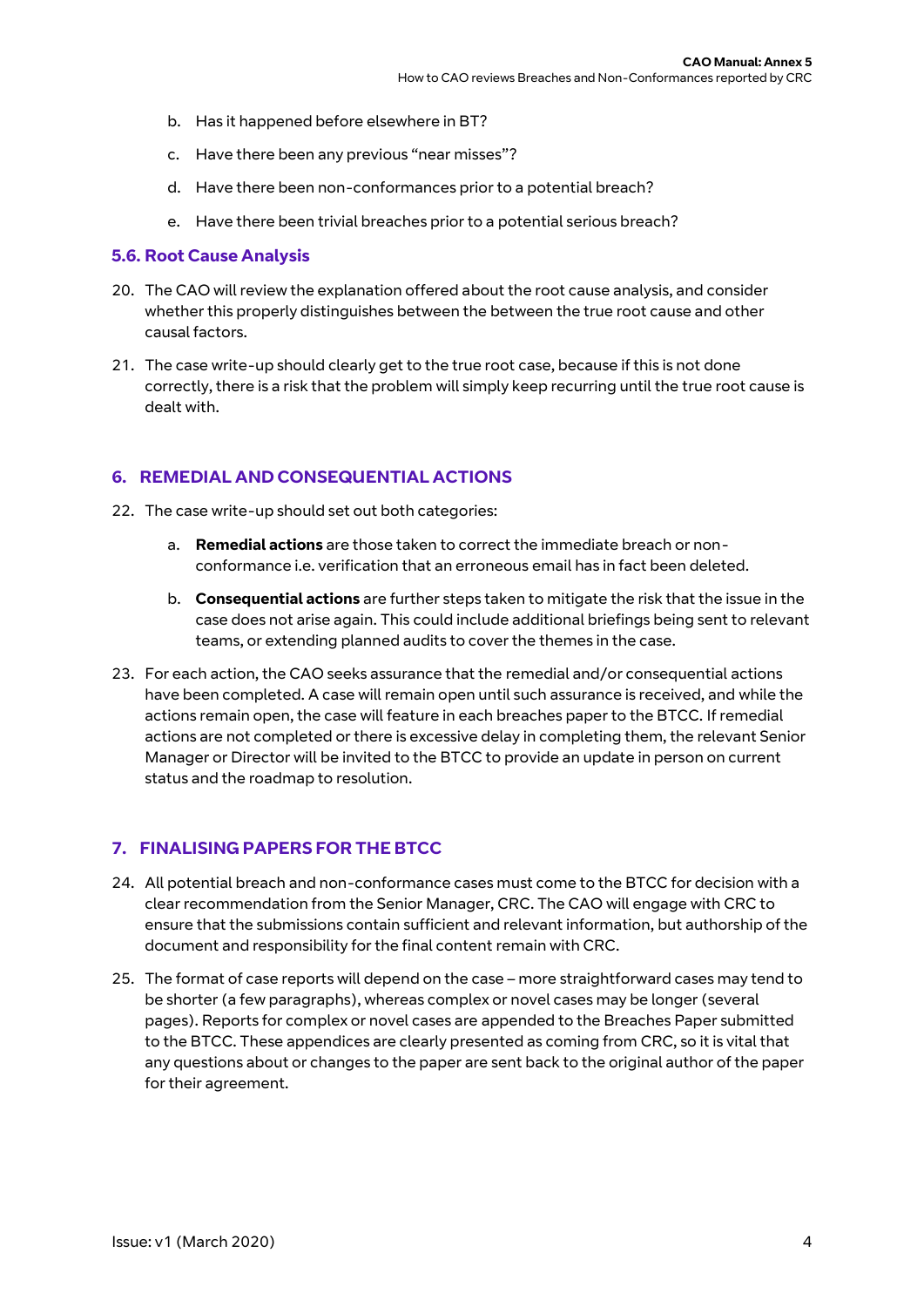b. Has it happened before elsewhere in BT?

c. Have there been any previous "near misses"?

d. Have there been non-conformances prior to a potential breach?

e. Have there been trivial breaches prior to a potential serious breach?

### 5.6. Root Cause Analysis

20. The CAO will review the explanation offered about the root cause analysis, and consider whether this properly distinguishes between the between the true root cause and other causal factors.

21. The case write-up should clearly get to the true root case, because if this is not done correctly, there is a risk that the problem will simply keep recurring until the true root cause is dealt with.

## 6. REMEDIAL AND CONSEQUENTIAL ACTIONS

22. The case write-up should set out both categories:

    a. **Remedial actions** are those taken to correct the immediate breach or non-conformance i.e. verification that an erroneous email has in fact been deleted.

    b. **Consequential actions** are further steps taken to mitigate the risk that the issue in the case does not arise again. This could include additional briefings being sent to relevant teams, or extending planned audits to cover the themes in the case.

23. For each action, the CAO seeks assurance that the remedial and/or consequential actions have been completed. A case will remain open until such assurance is received, and while the actions remain open, the case will feature in each breaches paper to the BTCC. If remedial actions are not completed or there is excessive delay in completing them, the relevant Senior Manager or Director will be invited to the BTCC to provide an update in person on current status and the roadmap to resolution.

## 7. FINALISING PAPERS FOR THE BTCC

24. All potential breach and non-conformance cases must come to the BTCC for decision with a clear recommendation from the Senior Manager, CRC. The CAO will engage with CRC to ensure that the submissions contain sufficient and relevant information, but authorship of the document and responsibility for the final content remain with CRC.

25. The format of case reports will depend on the case – more straightforward cases may tend to be shorter (a few paragraphs), whereas complex or novel cases may be longer (several pages). Reports for complex or novel cases are appended to the Breaches Paper submitted to the BTCC. These appendices are clearly presented as coming from CRC, so it is vital that any questions about or changes to the paper are sent back to the original author of the paper for their agreement.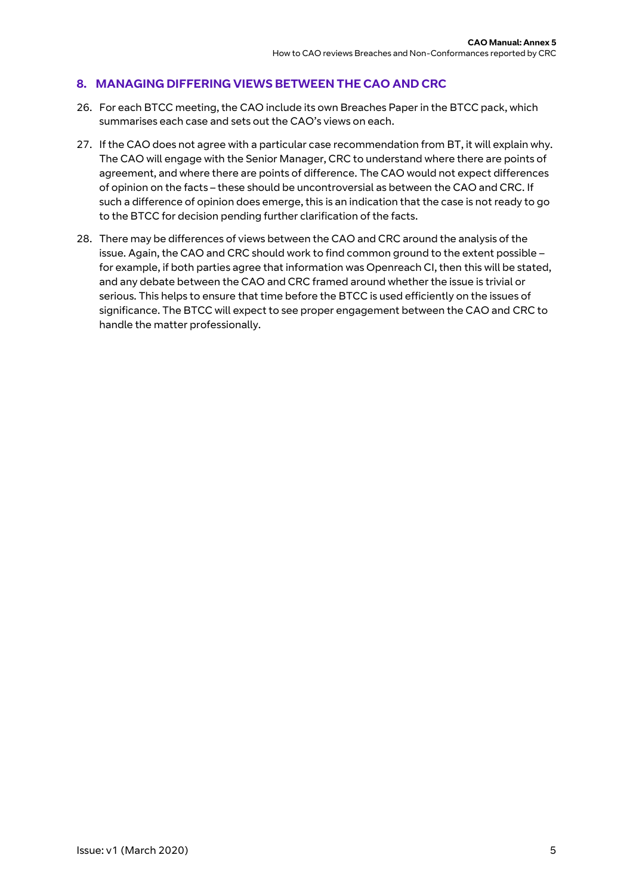## 8. MANAGING DIFFERING VIEWS BETWEEN THE CAO AND CRC

26. For each BTCC meeting, the CAO include its own Breaches Paper in the BTCC pack, which summarises each case and sets out the CAO's views on each.

27. If the CAO does not agree with a particular case recommendation from BT, it will explain why. The CAO will engage with the Senior Manager, CRC to understand where there are points of agreement, and where there are points of difference. The CAO would not expect differences of opinion on the facts – these should be uncontroversial as between the CAO and CRC. If such a difference of opinion does emerge, this is an indication that the case is not ready to go to the BTCC for decision pending further clarification of the facts.

28. There may be differences of views between the CAO and CRC around the analysis of the issue. Again, the CAO and CRC should work to find common ground to the extent possible – for example, if both parties agree that information was Openreach CI, then this will be stated, and any debate between the CAO and CRC framed around whether the issue is trivial or serious. This helps to ensure that time before the BTCC is used efficiently on the issues of significance. The BTCC will expect to see proper engagement between the CAO and CRC to handle the matter professionally.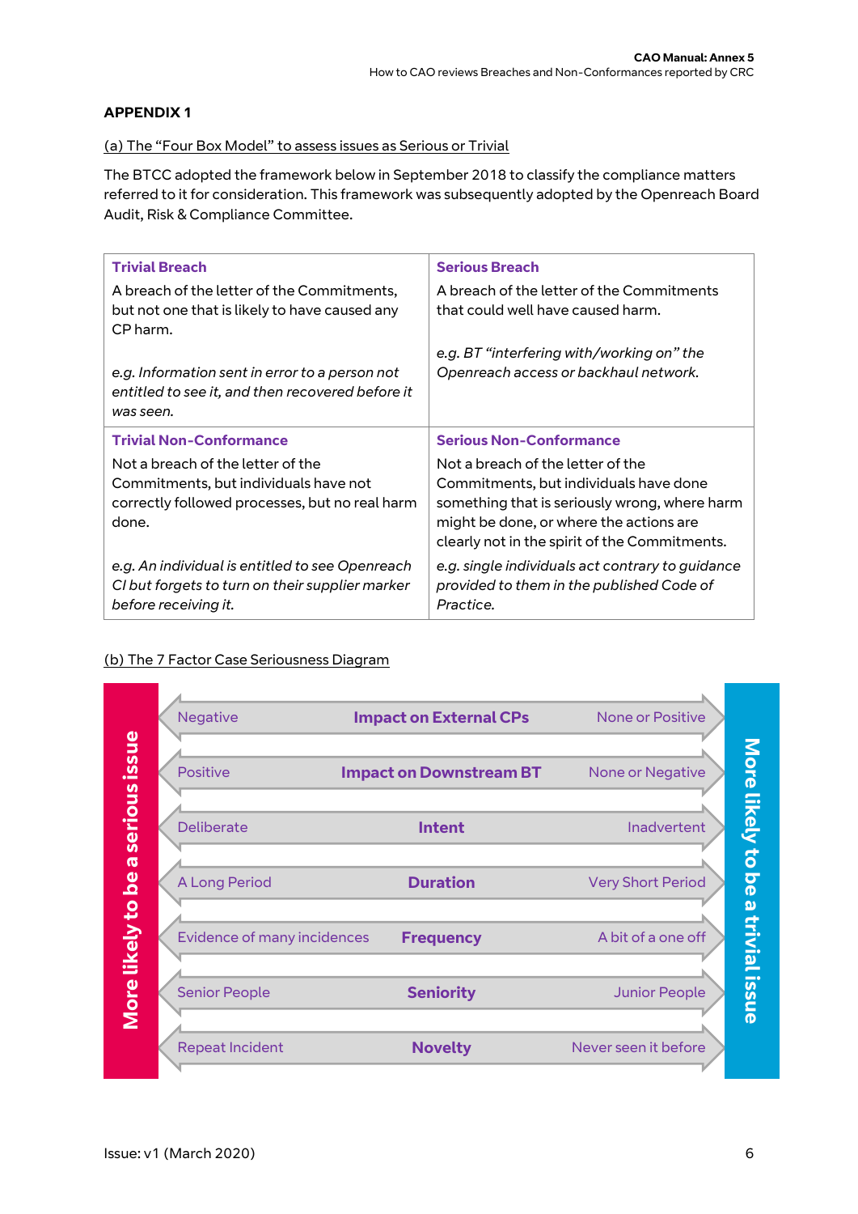## APPENDIX 1

(a) The "Four Box Model" to assess issues as Serious or Trivial

The BTCC adopted the framework below in September 2018 to classify the compliance matters referred to it for consideration. This framework was subsequently adopted by the Openreach Board Audit, Risk & Compliance Committee.

| | |
|---|---|
| **Trivial Breach**<br>A breach of the letter of the Commitments, but not one that is likely to have caused any CP harm.<br><br>*e.g. Information sent in error to a person not entitled to see it, and then recovered before it was seen.* | **Serious Breach**<br>A breach of the letter of the Commitments that could well have caused harm.<br><br>*e.g. BT "interfering with/working on" the Openreach access or backhaul network.* |
| **Trivial Non-Conformance**<br>Not a breach of the letter of the Commitments, but individuals have not correctly followed processes, but no real harm done.<br><br>*e.g. An individual is entitled to see Openreach CI but forgets to turn on their supplier marker before receiving it.* | **Serious Non-Conformance**<br>Not a breach of the letter of the Commitments, but individuals have done something that is seriously wrong, where harm might be done, or where the actions are clearly not in the spirit of the Commitments.<br><br>*e.g. single individuals act contrary to guidance provided to them in the published Code of Practice.* |

(b) The 7 Factor Case Seriousness Diagram

More likely to be a serious issue

Negative — **Impact on External CPs** — None or Positive

Positive — **Impact on Downstream BT** — None or Negative

Deliberate — **Intent** — Inadvertent

A Long Period — **Duration** — Very Short Period

Evidence of many incidences — **Frequency** — A bit of a one off

Senior People — **Seniority** — Junior People

Repeat Incident — **Novelty** — Never seen it before

More likely to be a trivial issue